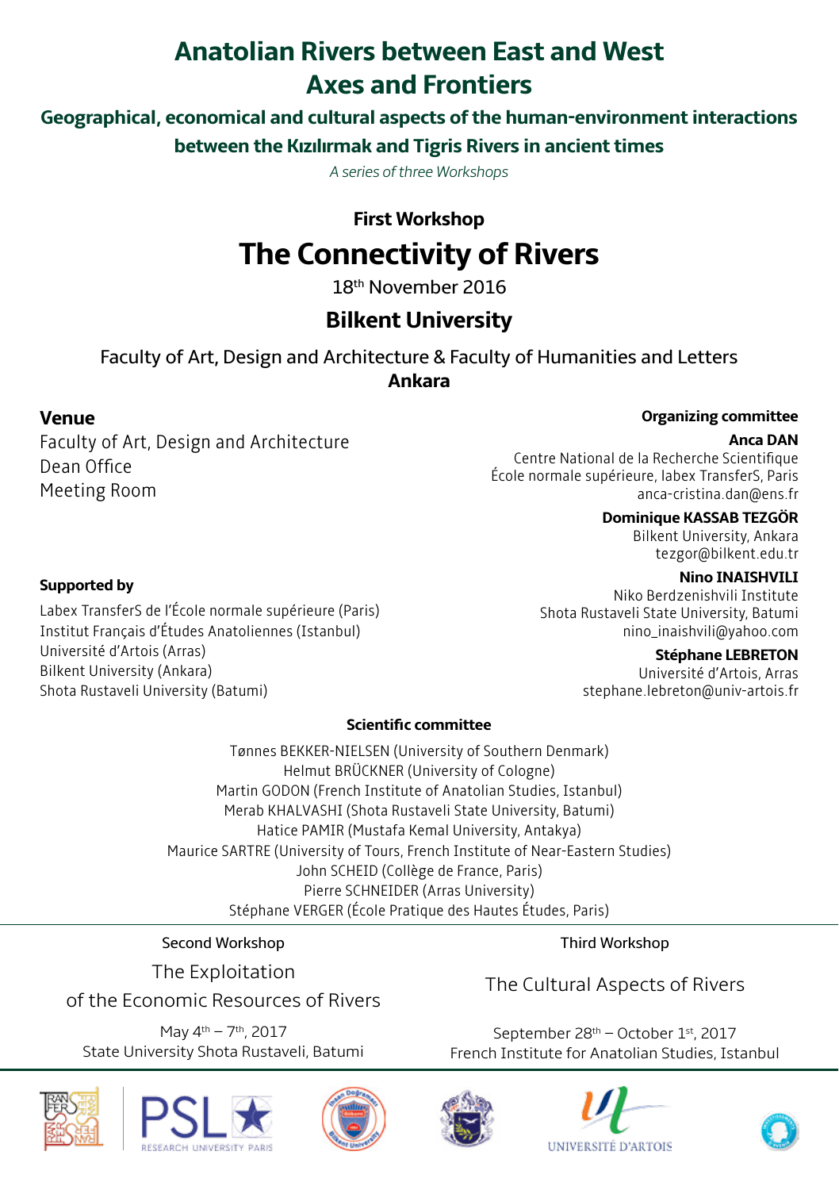# Anatolian Rivers between East and West
# Axes and Frontiers

## Geographical, economical and cultural aspects of the human-environment interactions between the Kızılırmak and Tigris Rivers in ancient times

*A series of three Workshops*

### First Workshop

# The Connectivity of Rivers

18th November 2016

## Bilkent University

Faculty of Art, Design and Architecture & Faculty of Humanities and Letters
**Ankara**

### Venue

Faculty of Art, Design and Architecture
Dean Office
Meeting Room

### Supported by

Labex TransferS de l'École normale supérieure (Paris)
Institut Français d'Études Anatoliennes (Istanbul)
Université d'Artois (Arras)
Bilkent University (Ankara)
Shota Rustaveli University (Batumi)

### Organizing committee

**Anca DAN**
Centre National de la Recherche Scientifique
École normale supérieure, labex TransferS, Paris
anca-cristina.dan@ens.fr

**Dominique KASSAB TEZGÖR**
Bilkent University, Ankara
tezgor@bilkent.edu.tr

**Nino INAISHVILI**
Niko Berdzenishvili Institute
Shota Rustaveli State University, Batumi
nino_inaishvili@yahoo.com

**Stéphane LEBRETON**
Université d'Artois, Arras
stephane.lebreton@univ-artois.fr

### Scientific committee

Tønnes BEKKER-NIELSEN (University of Southern Denmark)
Helmut BRÜCKNER (University of Cologne)
Martin GODON (French Institute of Anatolian Studies, Istanbul)
Merab KHALVASHI (Shota Rustaveli State University, Batumi)
Hatice PAMIR (Mustafa Kemal University, Antakya)
Maurice SARTRE (University of Tours, French Institute of Near-Eastern Studies)
John SCHEID (Collège de France, Paris)
Pierre SCHNEIDER (Arras University)
Stéphane VERGER (École Pratique des Hautes Études, Paris)

---

Second Workshop

The Exploitation
of the Economic Resources of Rivers

May 4th – 7th, 2017
State University Shota Rustaveli, Batumi

Third Workshop

The Cultural Aspects of Rivers

September 28th – October 1st, 2017
French Institute for Anatolian Studies, Istanbul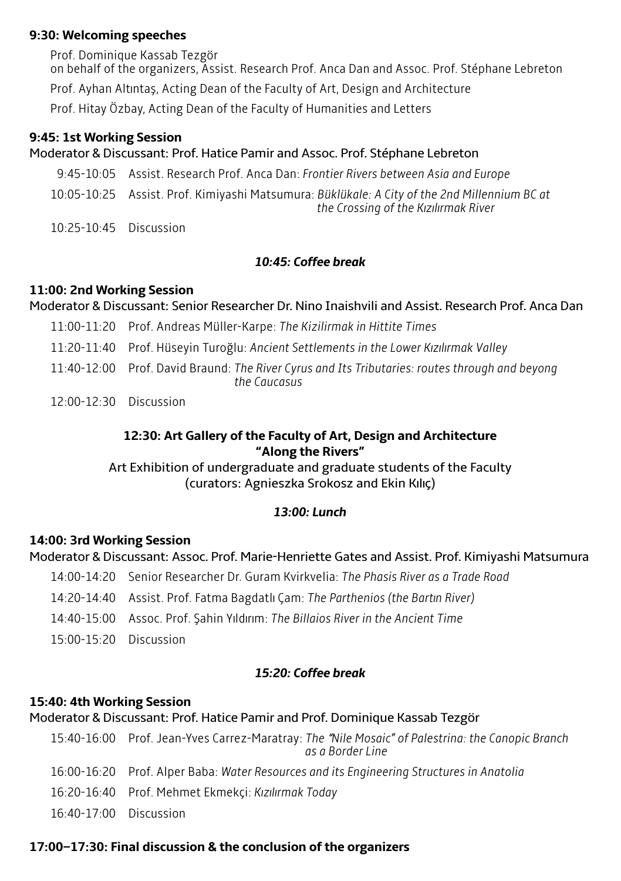**9:30: Welcoming speeches**

Prof. Dominique Kassab Tezgör
on behalf of the organizers, Assist. Research Prof. Anca Dan and Assoc. Prof. Stéphane Lebreton

Prof. Ayhan Altıntaş, Acting Dean of the Faculty of Art, Design and Architecture

Prof. Hitay Özbay, Acting Dean of the Faculty of Humanities and Letters

**9:45: 1st Working Session**

Moderator & Discussant: Prof. Hatice Pamir and Assoc. Prof. Stéphane Lebreton

9:45-10:05 Assist. Research Prof. Anca Dan: *Frontier Rivers between Asia and Europe*

10:05-10:25 Assist. Prof. Kimiyashi Matsumura: *Büklükale: A City of the 2nd Millennium BC at the Crossing of the Kızılırmak River*

10:25-10:45 Discussion

***10:45: Coffee break***

**11:00: 2nd Working Session**

Moderator & Discussant: Senior Researcher Dr. Nino Inaishvili and Assist. Research Prof. Anca Dan

11:00-11:20 Prof. Andreas Müller-Karpe: *The Kizilirmak in Hittite Times*

11:20-11:40 Prof. Hüseyin Turoğlu: *Ancient Settlements in the Lower Kızılırmak Valley*

11:40-12:00 Prof. David Braund: *The River Cyrus and Its Tributaries: routes through and beyong the Caucasus*

12:00-12:30 Discussion

**12:30: Art Gallery of the Faculty of Art, Design and Architecture**
**"Along the Rivers"**

Art Exhibition of undergraduate and graduate students of the Faculty
(curators: Agnieszka Srokosz and Ekin Kılıç)

***13:00: Lunch***

**14:00: 3rd Working Session**

Moderator & Discussant: Assoc. Prof. Marie-Henriette Gates and Assist. Prof. Kimiyashi Matsumura

14:00-14:20 Senior Researcher Dr. Guram Kvirkvelia: *The Phasis River as a Trade Road*

14:20-14:40 Assist. Prof. Fatma Bagdatlı Çam: *The Parthenios (the Bartın River)*

14:40-15:00 Assoc. Prof. Şahin Yıldırım: *The Billaios River in the Ancient Time*

15:00-15:20 Discussion

***15:20: Coffee break***

**15:40: 4th Working Session**

Moderator & Discussant: Prof. Hatice Pamir and Prof. Dominique Kassab Tezgör

15:40-16:00 Prof. Jean-Yves Carrez-Maratray: *The "Nile Mosaic" of Palestrina: the Canopic Branch as a Border Line*

16:00-16:20 Prof. Alper Baba: *Water Resources and its Engineering Structures in Anatolia*

16:20-16:40 Prof. Mehmet Ekmekçi: *Kızılırmak Today*

16:40-17:00 Discussion

**17:00–17:30: Final discussion & the conclusion of the organizers**